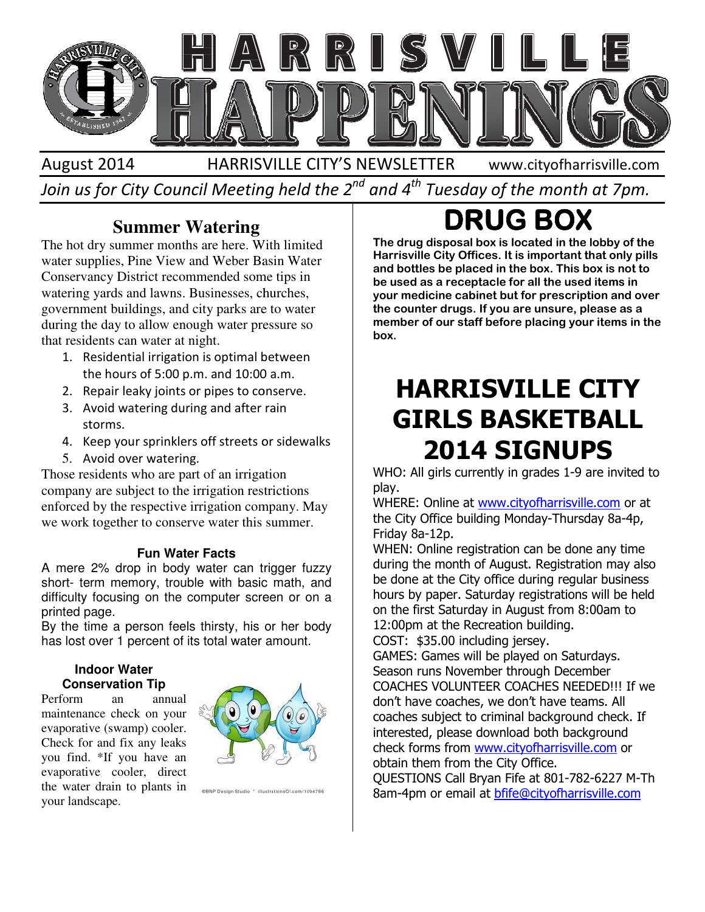// HARRISVILLE HAPPENINGS

August 2014 HARRISVILLE CITY'S NEWSLETTER www.cityofharrisville.com

*Join us for City Council Meeting held the 2nd and 4th Tuesday of the month at 7pm.*

## Summer Watering

The hot dry summer months are here. With limited water supplies, Pine View and Weber Basin Water Conservancy District recommended some tips in watering yards and lawns. Businesses, churches, government buildings, and city parks are to water during the day to allow enough water pressure so that residents can water at night.

1. Residential irrigation is optimal between the hours of 5:00 p.m. and 10:00 a.m.
2. Repair leaky joints or pipes to conserve.
3. Avoid watering during and after rain storms.
4. Keep your sprinklers off streets or sidewalks
5. Avoid over watering.

Those residents who are part of an irrigation company are subject to the irrigation restrictions enforced by the respective irrigation company. May we work together to conserve water this summer.

### Fun Water Facts

A mere 2% drop in body water can trigger fuzzy short- term memory, trouble with basic math, and difficulty focusing on the computer screen or on a printed page.

By the time a person feels thirsty, his or her body has lost over 1 percent of its total water amount.

### Indoor Water Conservation Tip

Perform an annual maintenance check on your evaporative (swamp) cooler. Check for and fix any leaks you find. *If you have an evaporative cooler, direct the water drain to plants in your landscape.

©BNP Design Studio * illustrationsOf.com/1094786

# DRUG BOX

**The drug disposal box is located in the lobby of the Harrisville City Offices. It is important that only pills and bottles be placed in the box. This box is not to be used as a receptacle for all the used items in your medicine cabinet but for prescription and over the counter drugs. If you are unsure, please as a member of our staff before placing your items in the box.**

# HARRISVILLE CITY GIRLS BASKETBALL 2014 SIGNUPS

WHO: All girls currently in grades 1-9 are invited to play.

WHERE: Online at www.cityofharrisville.com or at the City Office building Monday-Thursday 8a-4p, Friday 8a-12p.

WHEN: Online registration can be done any time during the month of August. Registration may also be done at the City office during regular business hours by paper. Saturday registrations will be held on the first Saturday in August from 8:00am to 12:00pm at the Recreation building.

COST: $35.00 including jersey.

GAMES: Games will be played on Saturdays. Season runs November through December

COACHES VOLUNTEER COACHES NEEDED!!! If we don't have coaches, we don't have teams. All coaches subject to criminal background check. If interested, please download both background check forms from www.cityofharrisville.com or obtain them from the City Office.

QUESTIONS Call Bryan Fife at 801-782-6227 M-Th 8am-4pm or email at bfife@cityofharrisville.com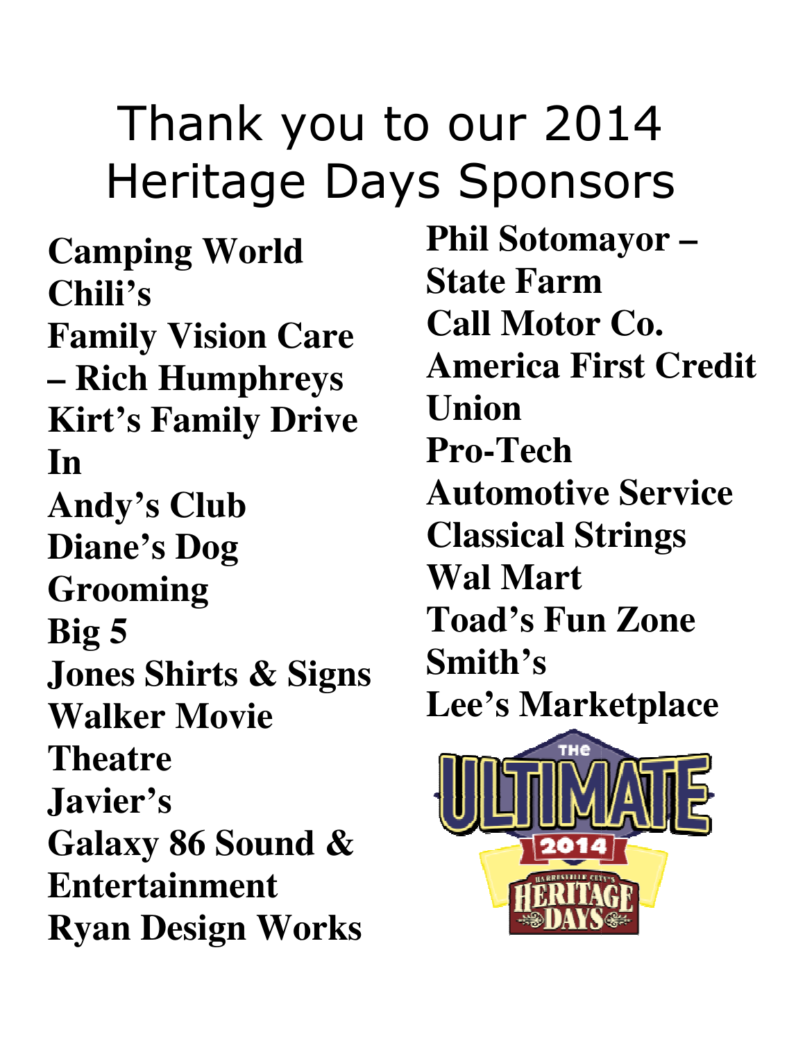# Thank you to our 2014 Heritage Days Sponsors

**Camping World**
**Chili's**
**Family Vision Care – Rich Humphreys**
**Kirt's Family Drive In**
**Andy's Club**
**Diane's Dog Grooming**
**Big 5**
**Jones Shirts & Signs**
**Walker Movie Theatre**
**Javier's**
**Galaxy 86 Sound & Entertainment**
**Ryan Design Works**
**Phil Sotomayor – State Farm**
**Call Motor Co.**
**America First Credit Union**
**Pro-Tech Automotive Service**
**Classical Strings**
**Wal Mart**
**Toad's Fun Zone**
**Smith's**
**Lee's Marketplace**